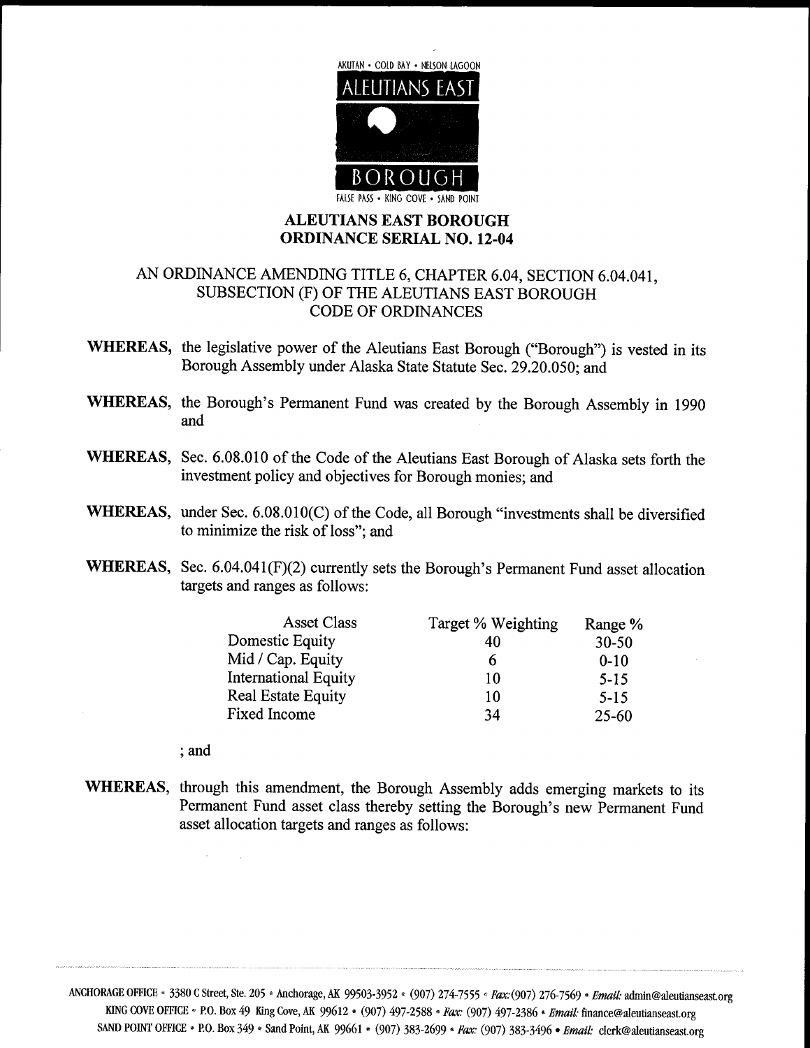AKUTAN • COLD BAY • NELSON LAGOON

ALEUTIANS EAST

BOROUGH

FALSE PASS • KING COVE • SAND POINT

# ALEUTIANS EAST BOROUGH ORDINANCE SERIAL NO. 12-04

## AN ORDINANCE AMENDING TITLE 6, CHAPTER 6.04, SECTION 6.04.041, SUBSECTION (F) OF THE ALEUTIANS EAST BOROUGH CODE OF ORDINANCES

**WHEREAS,** the legislative power of the Aleutians East Borough ("Borough") is vested in its Borough Assembly under Alaska State Statute Sec. 29.20.050; and

**WHEREAS,** the Borough's Permanent Fund was created by the Borough Assembly in 1990 and

**WHEREAS,** Sec. 6.08.010 of the Code of the Aleutians East Borough of Alaska sets forth the investment policy and objectives for Borough monies; and

**WHEREAS,** under Sec. 6.08.010(C) of the Code, all Borough "investments shall be diversified to minimize the risk of loss"; and

**WHEREAS,** Sec. 6.04.041(F)(2) currently sets the Borough's Permanent Fund asset allocation targets and ranges as follows:

| Asset Class | Target % Weighting | Range % |
|---|---|---|
| Domestic Equity | 40 | 30-50 |
| Mid / Cap. Equity | 6 | 0-10 |
| International Equity | 10 | 5-15 |
| Real Estate Equity | 10 | 5-15 |
| Fixed Income | 34 | 25-60 |

; and

**WHEREAS,** through this amendment, the Borough Assembly adds emerging markets to its Permanent Fund asset class thereby setting the Borough's new Permanent Fund asset allocation targets and ranges as follows:

ANCHORAGE OFFICE • 3380 C Street, Ste. 205 • Anchorage, AK 99503-3952 • (907) 274-7555 • *Fax:* (907) 276-7569 • *Email:* admin@aleutianseast.org
KING COVE OFFICE • P.O. Box 49 King Cove, AK 99612 • (907) 497-2588 • *Fax:* (907) 497-2386 • *Email:* finance@aleutianseast.org
SAND POINT OFFICE • P.O. Box 349 • Sand Point, AK 99661 • (907) 383-2699 • *Fax:* (907) 383-3496 • *Email:* clerk@aleutianseast.org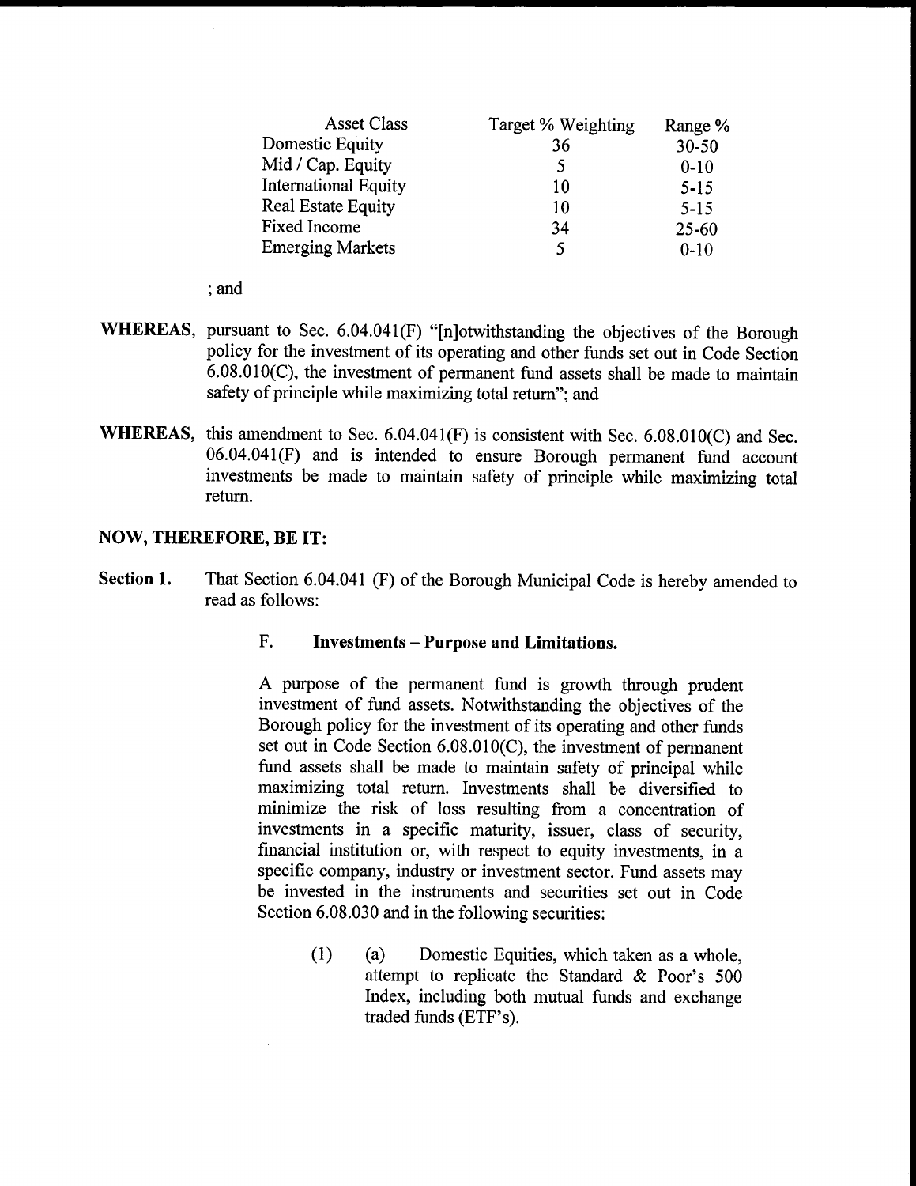| Asset Class | Target % Weighting | Range % |
|---|---|---|
| Domestic Equity | 36 | 30-50 |
| Mid / Cap. Equity | 5 | 0-10 |
| International Equity | 10 | 5-15 |
| Real Estate Equity | 10 | 5-15 |
| Fixed Income | 34 | 25-60 |
| Emerging Markets | 5 | 0-10 |

; and

**WHEREAS,** pursuant to Sec. 6.04.041(F) "[n]otwithstanding the objectives of the Borough policy for the investment of its operating and other funds set out in Code Section 6.08.010(C), the investment of permanent fund assets shall be made to maintain safety of principle while maximizing total return"; and

**WHEREAS,** this amendment to Sec. 6.04.041(F) is consistent with Sec. 6.08.010(C) and Sec. 06.04.041(F) and is intended to ensure Borough permanent fund account investments be made to maintain safety of principle while maximizing total return.

**NOW, THEREFORE, BE IT:**

**Section 1.** That Section 6.04.041 (F) of the Borough Municipal Code is hereby amended to read as follows:

F. **Investments – Purpose and Limitations.**

A purpose of the permanent fund is growth through prudent investment of fund assets. Notwithstanding the objectives of the Borough policy for the investment of its operating and other funds set out in Code Section 6.08.010(C), the investment of permanent fund assets shall be made to maintain safety of principal while maximizing total return. Investments shall be diversified to minimize the risk of loss resulting from a concentration of investments in a specific maturity, issuer, class of security, financial institution or, with respect to equity investments, in a specific company, industry or investment sector. Fund assets may be invested in the instruments and securities set out in Code Section 6.08.030 and in the following securities:

(1) (a) Domestic Equities, which taken as a whole, attempt to replicate the Standard & Poor's 500 Index, including both mutual funds and exchange traded funds (ETF's).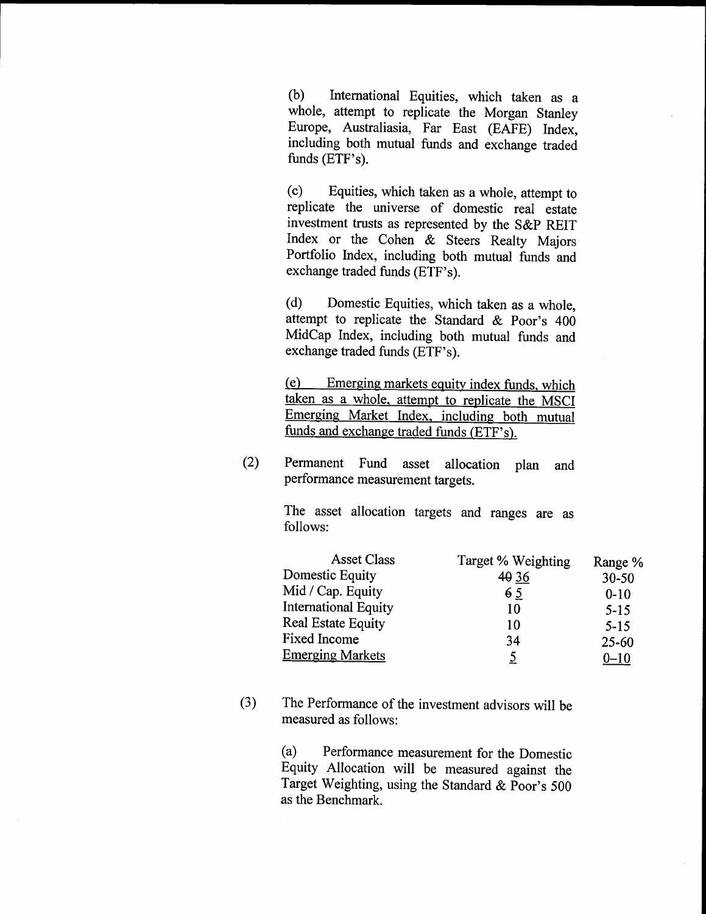(b) International Equities, which taken as a whole, attempt to replicate the Morgan Stanley Europe, Australiasia, Far East (EAFE) Index, including both mutual funds and exchange traded funds (ETF's).

(c) Equities, which taken as a whole, attempt to replicate the universe of domestic real estate investment trusts as represented by the S&P REIT Index or the Cohen & Steers Realty Majors Portfolio Index, including both mutual funds and exchange traded funds (ETF's).

(d) Domestic Equities, which taken as a whole, attempt to replicate the Standard & Poor's 400 MidCap Index, including both mutual funds and exchange traded funds (ETF's).

<u>(e) Emerging markets equity index funds, which taken as a whole, attempt to replicate the MSCI Emerging Market Index, including both mutual funds and exchange traded funds (ETF's).</u>

(2) Permanent Fund asset allocation plan and performance measurement targets.

The asset allocation targets and ranges are as follows:

| Asset Class | Target % Weighting | Range % |
|---|---|---|
| Domestic Equity | ~~40~~ <u>36</u> | 30-50 |
| Mid / Cap. Equity | ~~6~~ <u>5</u> | 0-10 |
| International Equity | 10 | 5-15 |
| Real Estate Equity | 10 | 5-15 |
| Fixed Income | 34 | 25-60 |
| <u>Emerging Markets</u> | <u>5</u> | <u>0-10</u> |

(3) The Performance of the investment advisors will be measured as follows:

(a) Performance measurement for the Domestic Equity Allocation will be measured against the Target Weighting, using the Standard & Poor's 500 as the Benchmark.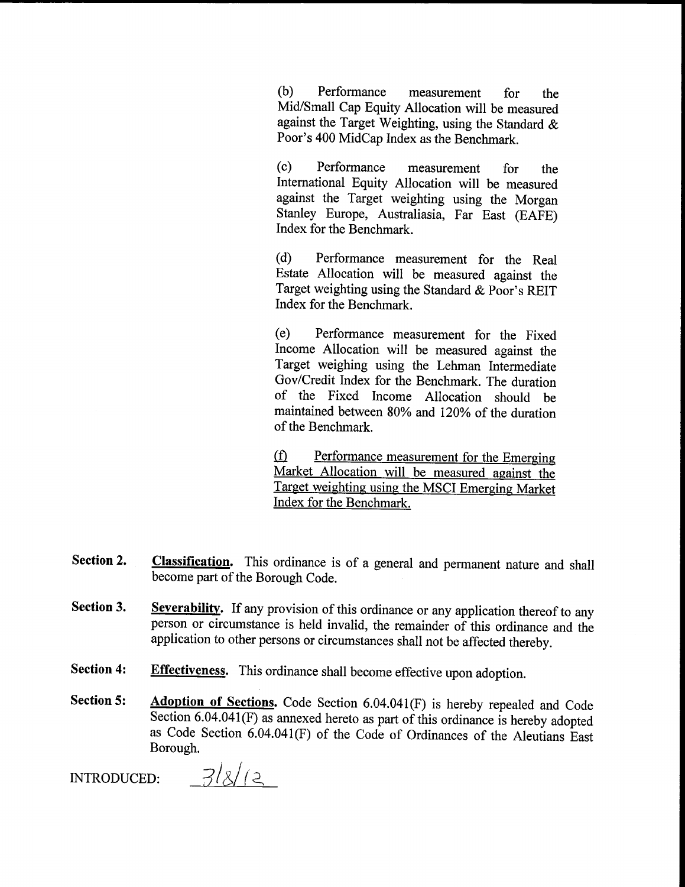(b) Performance measurement for the Mid/Small Cap Equity Allocation will be measured against the Target Weighting, using the Standard & Poor's 400 MidCap Index as the Benchmark.

(c) Performance measurement for the International Equity Allocation will be measured against the Target weighting using the Morgan Stanley Europe, Australiasia, Far East (EAFE) Index for the Benchmark.

(d) Performance measurement for the Real Estate Allocation will be measured against the Target weighting using the Standard & Poor's REIT Index for the Benchmark.

(e) Performance measurement for the Fixed Income Allocation will be measured against the Target weighing using the Lehman Intermediate Gov/Credit Index for the Benchmark. The duration of the Fixed Income Allocation should be maintained between 80% and 120% of the duration of the Benchmark.

<u>(f) Performance measurement for the Emerging Market Allocation will be measured against the Target weighting using the MSCI Emerging Market Index for the Benchmark.</u>

**Section 2.** <u>**Classification.**</u> This ordinance is of a general and permanent nature and shall become part of the Borough Code.

**Section 3.** <u>**Severability.**</u> If any provision of this ordinance or any application thereof to any person or circumstance is held invalid, the remainder of this ordinance and the application to other persons or circumstances shall not be affected thereby.

**Section 4:** <u>**Effectiveness.**</u> This ordinance shall become effective upon adoption.

**Section 5:** <u>**Adoption of Sections.**</u> Code Section 6.04.041(F) is hereby repealed and Code Section 6.04.041(F) as annexed hereto as part of this ordinance is hereby adopted as Code Section 6.04.041(F) of the Code of Ordinances of the Aleutians East Borough.

INTRODUCED: 3/8/12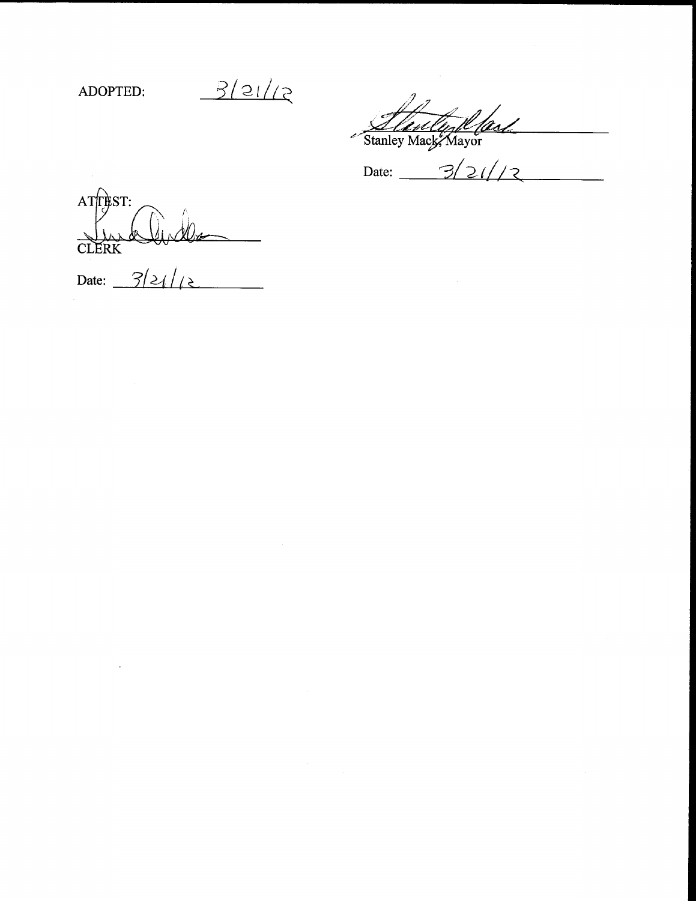ADOPTED: 3/21/12

Stanley Mack, Mayor

Date: 3/21/12

ATTEST:

CLERK

Date: 3/21/12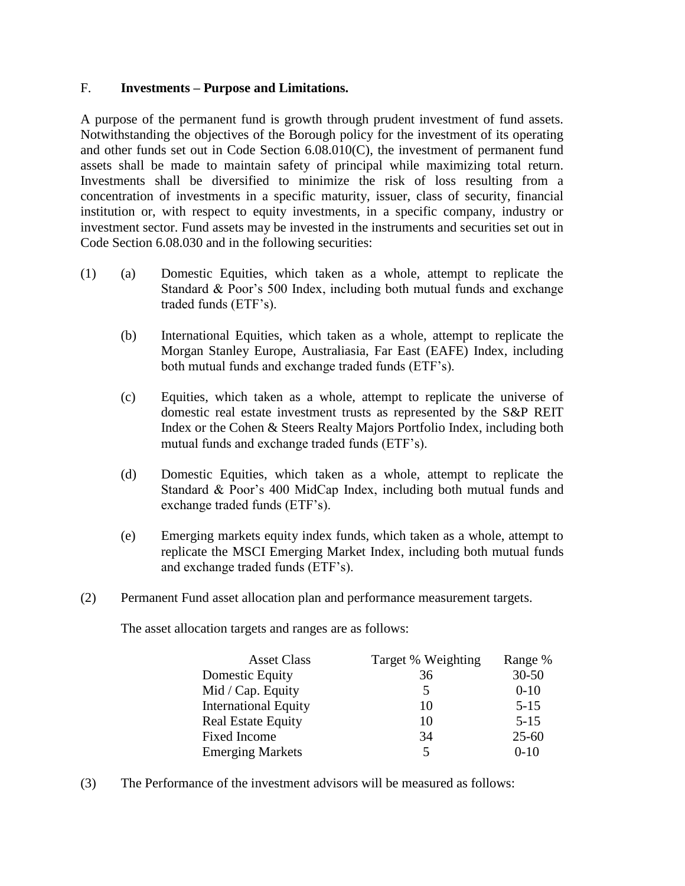F. **Investments – Purpose and Limitations.**

A purpose of the permanent fund is growth through prudent investment of fund assets. Notwithstanding the objectives of the Borough policy for the investment of its operating and other funds set out in Code Section 6.08.010(C), the investment of permanent fund assets shall be made to maintain safety of principal while maximizing total return. Investments shall be diversified to minimize the risk of loss resulting from a concentration of investments in a specific maturity, issuer, class of security, financial institution or, with respect to equity investments, in a specific company, industry or investment sector. Fund assets may be invested in the instruments and securities set out in Code Section 6.08.030 and in the following securities:

(1) (a) Domestic Equities, which taken as a whole, attempt to replicate the Standard & Poor's 500 Index, including both mutual funds and exchange traded funds (ETF's).

(b) International Equities, which taken as a whole, attempt to replicate the Morgan Stanley Europe, Australiasia, Far East (EAFE) Index, including both mutual funds and exchange traded funds (ETF's).

(c) Equities, which taken as a whole, attempt to replicate the universe of domestic real estate investment trusts as represented by the S&P REIT Index or the Cohen & Steers Realty Majors Portfolio Index, including both mutual funds and exchange traded funds (ETF's).

(d) Domestic Equities, which taken as a whole, attempt to replicate the Standard & Poor's 400 MidCap Index, including both mutual funds and exchange traded funds (ETF's).

(e) Emerging markets equity index funds, which taken as a whole, attempt to replicate the MSCI Emerging Market Index, including both mutual funds and exchange traded funds (ETF's).

(2) Permanent Fund asset allocation plan and performance measurement targets.

The asset allocation targets and ranges are as follows:

| Asset Class | Target % Weighting | Range % |
|---|---|---|
| Domestic Equity | 36 | 30-50 |
| Mid / Cap. Equity | 5 | 0-10 |
| International Equity | 10 | 5-15 |
| Real Estate Equity | 10 | 5-15 |
| Fixed Income | 34 | 25-60 |
| Emerging Markets | 5 | 0-10 |

(3) The Performance of the investment advisors will be measured as follows: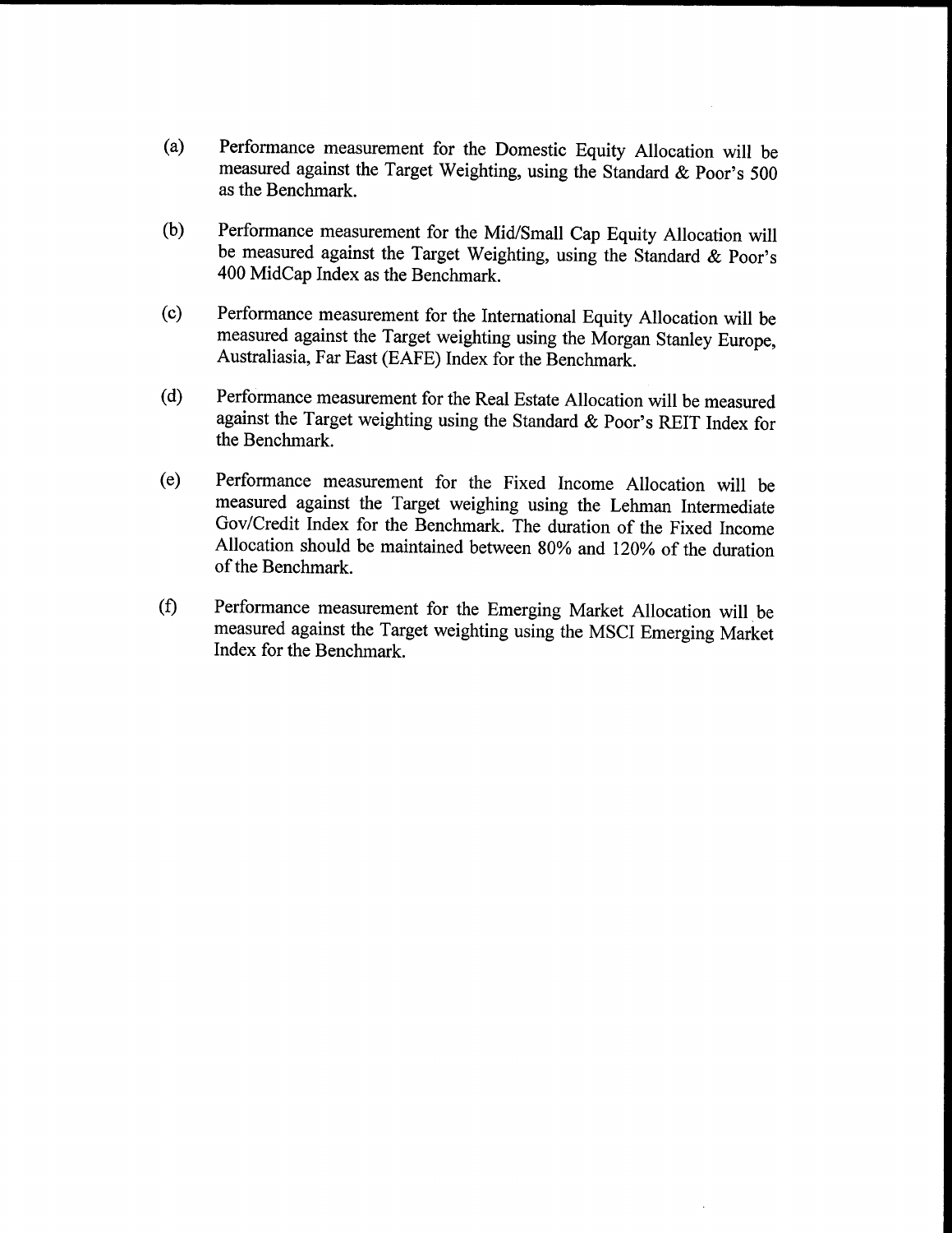(a) Performance measurement for the Domestic Equity Allocation will be measured against the Target Weighting, using the Standard & Poor's 500 as the Benchmark.

(b) Performance measurement for the Mid/Small Cap Equity Allocation will be measured against the Target Weighting, using the Standard & Poor's 400 MidCap Index as the Benchmark.

(c) Performance measurement for the International Equity Allocation will be measured against the Target weighting using the Morgan Stanley Europe, Australiasia, Far East (EAFE) Index for the Benchmark.

(d) Performance measurement for the Real Estate Allocation will be measured against the Target weighting using the Standard & Poor's REIT Index for the Benchmark.

(e) Performance measurement for the Fixed Income Allocation will be measured against the Target weighing using the Lehman Intermediate Gov/Credit Index for the Benchmark. The duration of the Fixed Income Allocation should be maintained between 80% and 120% of the duration of the Benchmark.

(f) Performance measurement for the Emerging Market Allocation will be measured against the Target weighting using the MSCI Emerging Market Index for the Benchmark.